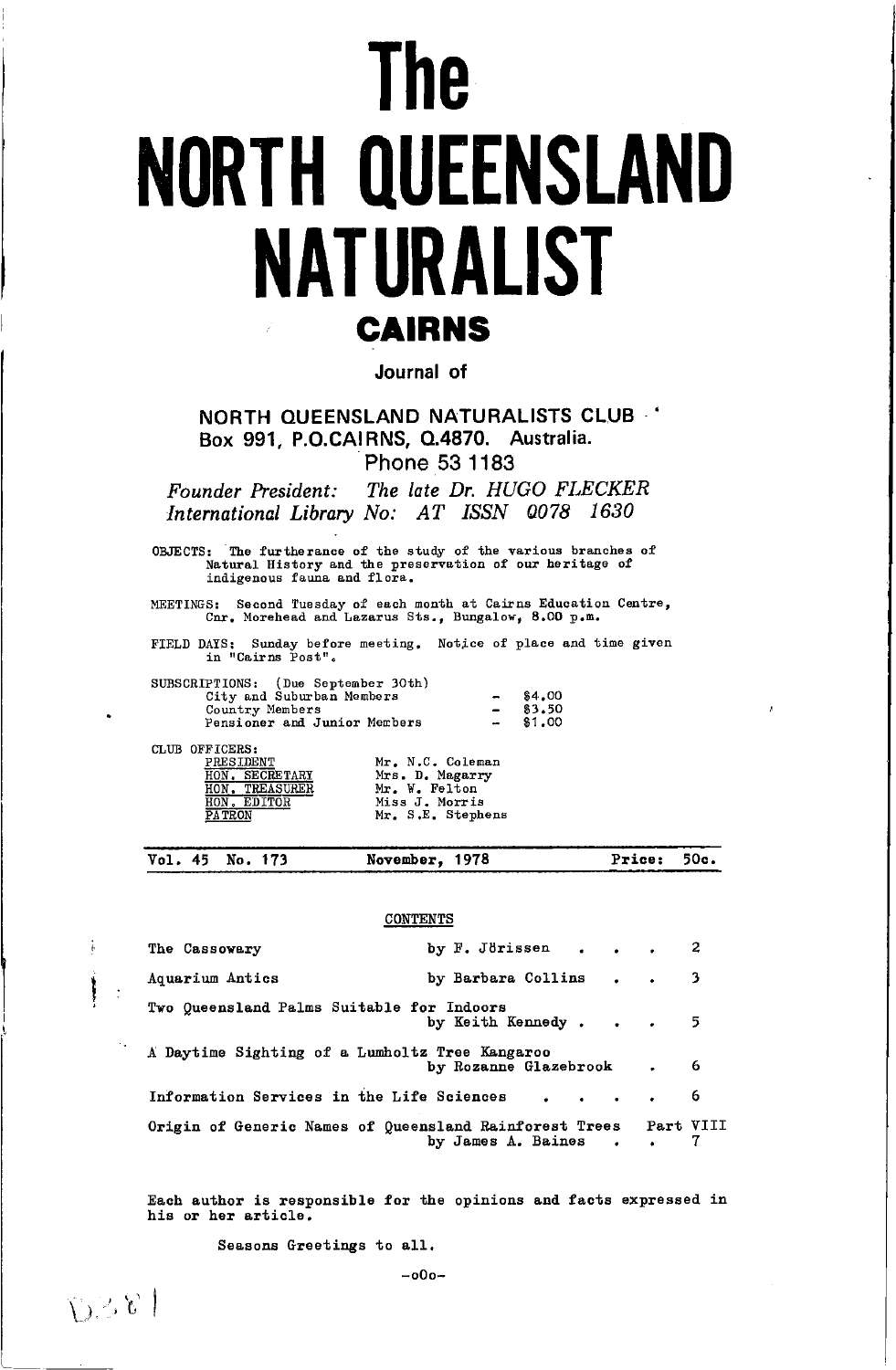# The NORTH QUEENSLAND NATURALIST

## CAIRNS

Journal of

**NORTH QUEENSLAND NATURALISTS CLUB**
**Box 991, P.O.CAIRNS, Q.4870. Australia.**
**Phone 53 1183**

*Founder President: The late Dr. HUGO FLECKER*
*International Library No: AT ISSN 0078 1630*

OBJECTS: The furtherance of the study of the various branches of Natural History and the preservation of our heritage of indigenous fauna and flora.

MEETINGS: Second Tuesday of each month at Cairns Education Centre, Cnr. Morehead and Lazarus Sts., Bungalow, 8.00 p.m.

FIELD DAYS: Sunday before meeting. Notice of place and time given in "Cairns Post".

SUBSCRIPTIONS: (Due September 30th)

| | | |
|---|---|---|
| City and Suburban Members | - | $4.00 |
| Country Members | - | $3.50 |
| Pensioner and Junior Members | - | $1.00 |

CLUB OFFICERS:

| | |
|---|---|
| PRESIDENT | Mr. N.C. Coleman |
| HON. SECRETARY | Mrs. D. Magarry |
| HON. TREASURER | Mr. W. Felton |
| HON. EDITOR | Miss J. Morris |
| PATRON | Mr. S.E. Stephens |

**Vol. 45 No. 173 November, 1978 Price: 50c.**

CONTENTS

| | | |
|---|---|---|
| The Cassowary | by F. Jörissen | 2 |
| Aquarium Antics | by Barbara Collins | 3 |
| Two Queensland Palms Suitable for Indoors | by Keith Kennedy | 5 |
| A Daytime Sighting of a Lumholtz Tree Kangaroo | by Rozanne Glazebrook | 6 |
| Information Services in the Life Sciences | | 6 |
| Origin of Generic Names of Queensland Rainforest Trees Part VIII | by James A. Baines | 7 |

Each author is responsible for the opinions and facts expressed in his or her article.

Seasons Greetings to all.

-oOo-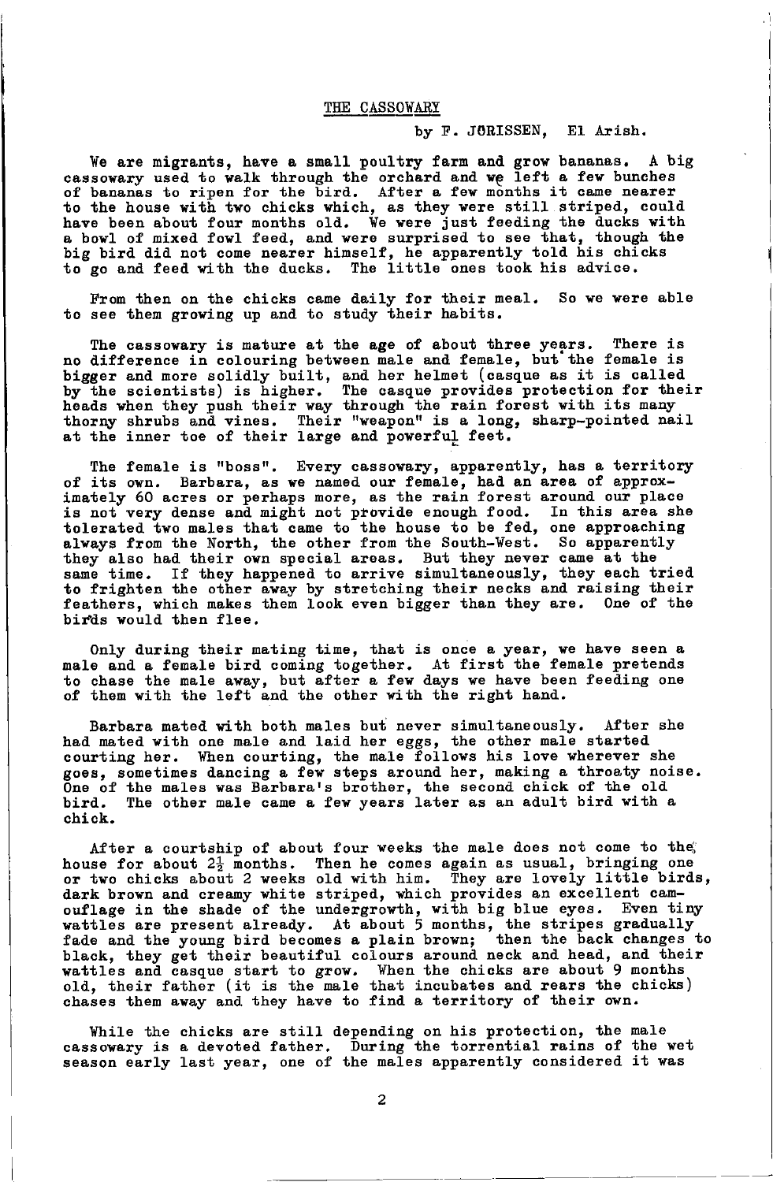# THE CASSOWARY

by F. JORISSEN, El Arish.

We are migrants, have a small poultry farm and grow bananas. A big cassowary used to walk through the orchard and we left a few bunches of bananas to ripen for the bird. After a few months it came nearer to the house with two chicks which, as they were still striped, could have been about four months old. We were just feeding the ducks with a bowl of mixed fowl feed, and were surprised to see that, though the big bird did not come nearer himself, he apparently told his chicks to go and feed with the ducks. The little ones took his advice.

From then on the chicks came daily for their meal. So we were able to see them growing up and to study their habits.

The cassowary is mature at the age of about three years. There is no difference in colouring between male and female, but the female is bigger and more solidly built, and her helmet (casque as it is called by the scientists) is higher. The casque provides protection for their heads when they push their way through the rain forest with its many thorny shrubs and vines. Their "weapon" is a long, sharp-pointed nail at the inner toe of their large and powerful feet.

The female is "boss". Every cassowary, apparently, has a territory of its own. Barbara, as we named our female, had an area of approximately 60 acres or perhaps more, as the rain forest around our place is not very dense and might not provide enough food. In this area she tolerated two males that came to the house to be fed, one approaching always from the North, the other from the South-West. So apparently they also had their own special areas. But they never came at the same time. If they happened to arrive simultaneously, they each tried to frighten the other away by stretching their necks and raising their feathers, which makes them look even bigger than they are. One of the birds would then flee.

Only during their mating time, that is once a year, we have seen a male and a female bird coming together. At first the female pretends to chase the male away, but after a few days we have been feeding one of them with the left and the other with the right hand.

Barbara mated with both males but never simultaneously. After she had mated with one male and laid her eggs, the other male started courting her. When courting, the male follows his love wherever she goes, sometimes dancing a few steps around her, making a throaty noise. One of the males was Barbara's brother, the second chick of the old bird. The other male came a few years later as an adult bird with a chick.

After a courtship of about four weeks the male does not come to the house for about 2½ months. Then he comes again as usual, bringing one or two chicks about 2 weeks old with him. They are lovely little birds, dark brown and creamy white striped, which provides an excellent camouflage in the shade of the undergrowth, with big blue eyes. Even tiny wattles are present already. At about 5 months, the stripes gradually fade and the young bird becomes a plain brown; then the back changes to black, they get their beautiful colours around neck and head, and their wattles and casque start to grow. When the chicks are about 9 months old, their father (it is the male that incubates and rears the chicks) chases them away and they have to find a territory of their own.

While the chicks are still depending on his protection, the male cassowary is a devoted father. During the torrential rains of the wet season early last year, one of the males apparently considered it was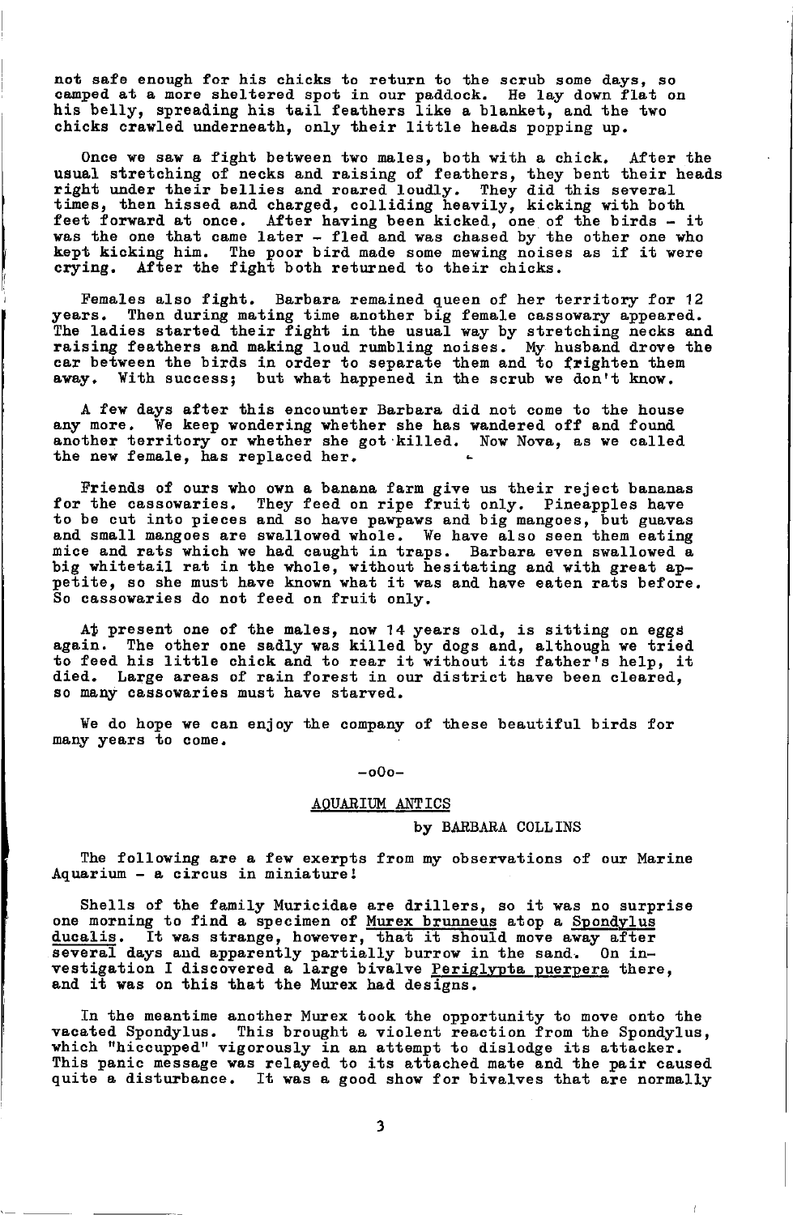not safe enough for his chicks to return to the scrub some days, so camped at a more sheltered spot in our paddock. He lay down flat on his belly, spreading his tail feathers like a blanket, and the two chicks crawled underneath, only their little heads popping up.

Once we saw a fight between two males, both with a chick. After the usual stretching of necks and raising of feathers, they bent their heads right under their bellies and roared loudly. They did this several times, then hissed and charged, colliding heavily, kicking with both feet forward at once. After having been kicked, one of the birds - it was the one that came later - fled and was chased by the other one who kept kicking him. The poor bird made some mewing noises as if it were crying. After the fight both returned to their chicks.

Females also fight. Barbara remained queen of her territory for 12 years. Then during mating time another big female cassowary appeared. The ladies started their fight in the usual way by stretching necks and raising feathers and making loud rumbling noises. My husband drove the car between the birds in order to separate them and to frighten them away. With success; but what happened in the scrub we don't know.

A few days after this encounter Barbara did not come to the house any more. We keep wondering whether she has wandered off and found another territory or whether she got killed. Now Nova, as we called the new female, has replaced her.

Friends of ours who own a banana farm give us their reject bananas for the cassowaries. They feed on ripe fruit only. Pineapples have to be cut into pieces and so have pawpaws and big mangoes, but guavas and small mangoes are swallowed whole. We have also seen them eating mice and rats which we had caught in traps. Barbara even swallowed a big whitetail rat in the whole, without hesitating and with great appetite, so she must have known what it was and have eaten rats before. So cassowaries do not feed on fruit only.

At present one of the males, now 14 years old, is sitting on eggs again. The other one sadly was killed by dogs and, although we tried to feed his little chick and to rear it without its father's help, it died. Large areas of rain forest in our district have been cleared, so many cassowaries must have starved.

We do hope we can enjoy the company of these beautiful birds for many years to come.

-oOo-

## AQUARIUM ANTICS

by BARBARA COLLINS

The following are a few exerpts from my observations of our Marine Aquarium - a circus in miniature!

Shells of the family Muricidae are drillers, so it was no surprise one morning to find a specimen of *Murex brunneus* atop a *Spondylus ducalis*. It was strange, however, that it should move away after several days and apparently partially burrow in the sand. On investigation I discovered a large bivalve *Periglypta puerpera* there, and it was on this that the Murex had designs.

In the meantime another Murex took the opportunity to move onto the vacated Spondylus. This brought a violent reaction from the Spondylus, which "hiccupped" vigorously in an attempt to dislodge its attacker. This panic message was relayed to its attached mate and the pair caused quite a disturbance. It was a good show for bivalves that are normally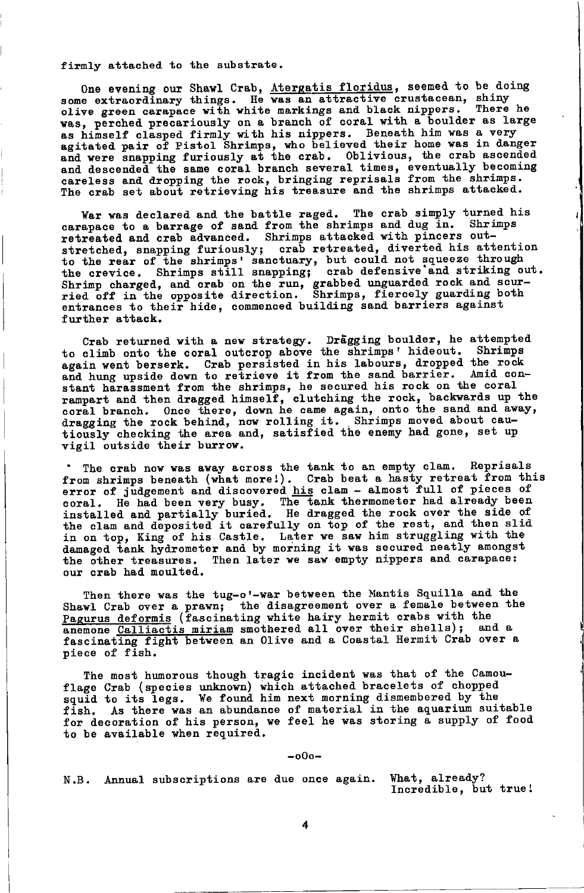firmly attached to the substrate.

One evening our Shawl Crab, _Atergatis floridus_, seemed to be doing some extraordinary things. He was an attractive crustacean, shiny olive green carapace with white markings and black nippers. There he was, perched precariously on a branch of coral with a boulder as large as himself clasped firmly with his nippers. Beneath him was a very agitated pair of Pistol Shrimps, who believed their home was in danger and were snapping furiously at the crab. Oblivious, the crab ascended and descended the same coral branch several times, eventually becoming careless and dropping the rock, bringing reprisals from the shrimps. The crab set about retrieving his treasure and the shrimps attacked.

War was declared and the battle raged. The crab simply turned his carapace to a barrage of sand from the shrimps and dug in. Shrimps retreated and crab advanced. Shrimps attacked with pincers outstretched, snapping furiously; crab retreated, diverted his attention to the rear of the shrimps' sanctuary, but could not squeeze through the crevice. Shrimps still snapping; crab defensive and striking out. Shrimp charged, and crab on the run, grabbed unguarded rock and scurried off in the opposite direction. Shrimps, fiercely guarding both entrances to their hide, commenced building sand barriers against further attack.

Crab returned with a new strategy. Drâgging boulder, he attempted to climb onto the coral outcrop above the shrimps' hideout. Shrimps again went berserk. Crab persisted in his labours, dropped the rock and hung upside down to retrieve it from the sand barrier. Amid constant harassment from the shrimps, he secured his rock on the coral rampart and then dragged himself, clutching the rock, backwards up the coral branch. Once there, down he came again, onto the sand and away, dragging the rock behind, now rolling it. Shrimps moved about cautiously checking the area and, satisfied the enemy had gone, set up vigil outside their burrow.

The crab now was away across the tank to an empty clam. Reprisals from shrimps beneath (what more!). Crab beat a hasty retreat from this error of judgement and discovered _his_ clam - almost full of pieces of coral. He had been very busy. The tank thermometer had already been installed and partially buried. He dragged the rock over the side of the clam and deposited it carefully on top of the rest, and then slid in on top, King of his Castle. Later we saw him struggling with the damaged tank hydrometer and by morning it was secured neatly amongst the other treasures. Then later we saw empty nippers and carapace: our crab had moulted.

Then there was the tug-o'-war between the Mantis Squilla and the Shawl Crab over a prawn; the disagreement over a female between the _Pagurus deformis_ (fascinating white hairy hermit crabs with the anemone _Calliactis miriam_ smothered all over their shells); and a fascinating fight between an Olive and a Coastal Hermit Crab over a piece of fish.

The most humorous though tragic incident was that of the Camouflage Crab (species unknown) which attached bracelets of chopped squid to its legs. We found him next morning dismembered by the fish. As there was an abundance of material in the aquarium suitable for decoration of his person, we feel he was storing a supply of food to be available when required.

-oOo-

N.B. Annual subscriptions are due once again. What, already? Incredible, but true!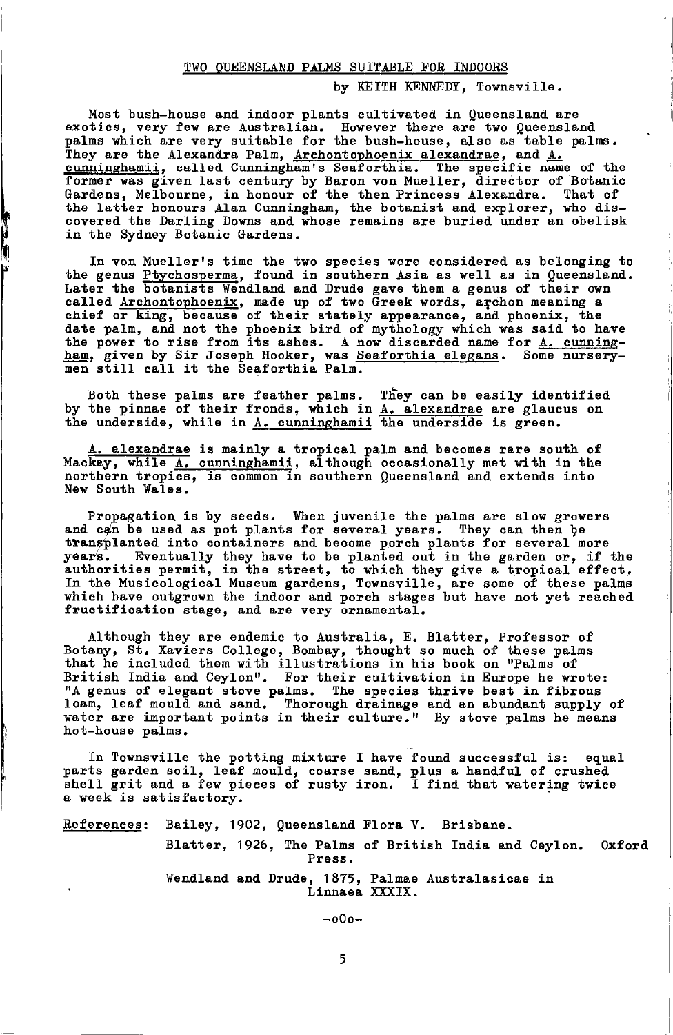## TWO QUEENSLAND PALMS SUITABLE FOR INDOORS

by KEITH KENNEDY, Townsville.

Most bush-house and indoor plants cultivated in Queensland are exotics, very few are Australian. However there are two Queensland palms which are very suitable for the bush-house, also as table palms. They are the Alexandra Palm, *Archontophoenix alexandrae*, and *A. cunninghamii*, called Cunningham's Seaforthia. The specific name of the former was given last century by Baron von Mueller, director of Botanic Gardens, Melbourne, in honour of the then Princess Alexandra. That of the latter honours Alan Cunningham, the botanist and explorer, who discovered the Darling Downs and whose remains are buried under an obelisk in the Sydney Botanic Gardens.

In von Mueller's time the two species were considered as belonging to the genus *Ptychosperma*, found in southern Asia as well as in Queensland. Later the botanists Wendland and Drude gave them a genus of their own called *Archontophoenix*, made up of two Greek words, archon meaning a chief or king, because of their stately appearance, and phoenix, the date palm, and not the phoenix bird of mythology which was said to have the power to rise from its ashes. A now discarded name for *A. cunningham*, given by Sir Joseph Hooker, was *Seaforthia elegans*. Some nurserymen still call it the Seaforthia Palm.

Both these palms are feather palms. They can be easily identified by the pinnae of their fronds, which in *A. alexandrae* are glaucus on the underside, while in *A. cunninghamii* the underside is green.

*A. alexandrae* is mainly a tropical palm and becomes rare south of Mackay, while *A. cunninghamii*, although occasionally met with in the northern tropics, is common in southern Queensland and extends into New South Wales.

Propagation is by seeds. When juvenile the palms are slow growers and can be used as pot plants for several years. They can then be transplanted into containers and become porch plants for several more years. Eventually they have to be planted out in the garden or, if the authorities permit, in the street, to which they give a tropical effect. In the Musicological Museum gardens, Townsville, are some of these palms which have outgrown the indoor and porch stages but have not yet reached fructification stage, and are very ornamental.

Although they are endemic to Australia, E. Blatter, Professor of Botany, St. Xaviers College, Bombay, thought so much of these palms that he included them with illustrations in his book on "Palms of British India and Ceylon". For their cultivation in Europe he wrote: "A genus of elegant stove palms. The species thrive best in fibrous loam, leaf mould and sand. Thorough drainage and an abundant supply of water are important points in their culture." By stove palms he means hot-house palms.

In Townsville the potting mixture I have found successful is: equal parts garden soil, leaf mould, coarse sand, plus a handful of crushed shell grit and a few pieces of rusty iron. I find that watering twice a week is satisfactory.

References: Bailey, 1902, Queensland Flora V. Brisbane.

Blatter, 1926, The Palms of British India and Ceylon. Oxford Press.

Wendland and Drude, 1875, Palmae Australasicae in Linnaea XXXIX.

-oOo-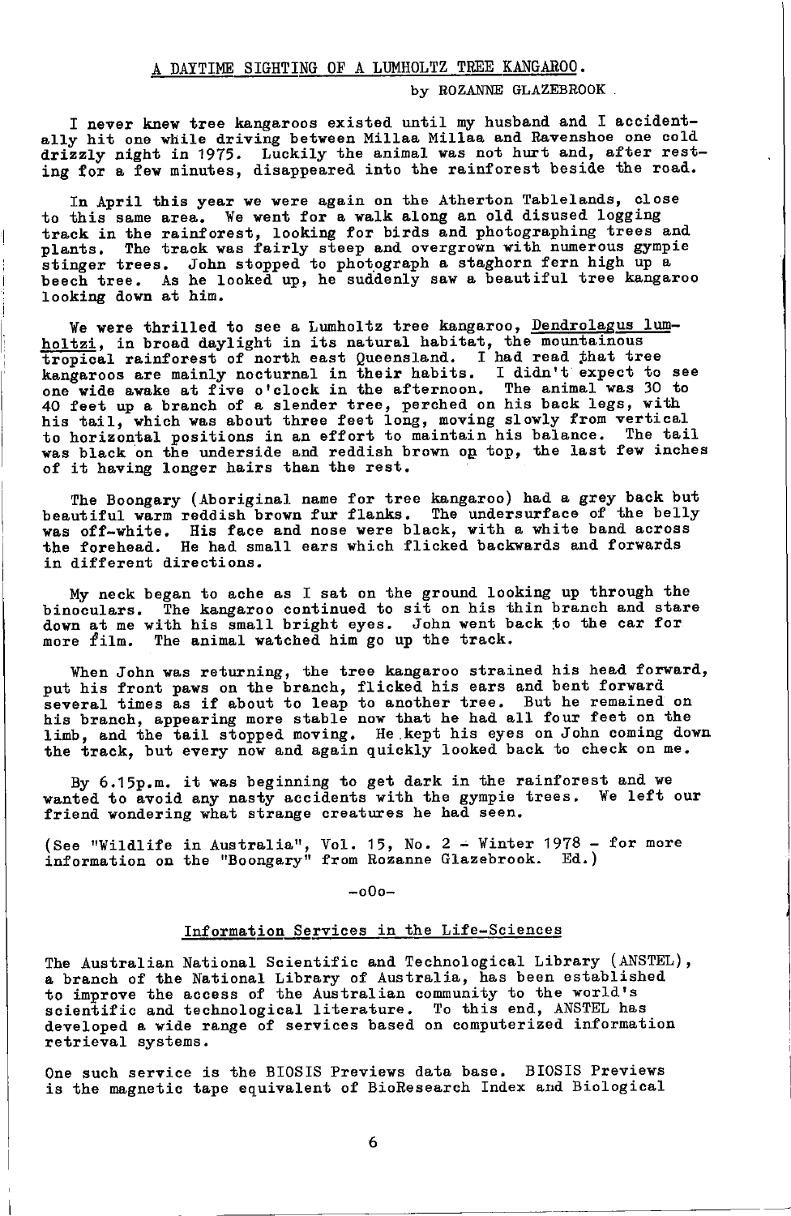## A DAYTIME SIGHTING OF A LUMHOLTZ TREE KANGAROO.

by ROZANNE GLAZEBROOK

I never knew tree kangaroos existed until my husband and I accidentally hit one while driving between Millaa Millaa and Ravenshoe one cold drizzly night in 1975. Luckily the animal was not hurt and, after resting for a few minutes, disappeared into the rainforest beside the road.

In April this year we were again on the Atherton Tablelands, close to this same area. We went for a walk along an old disused logging track in the rainforest, looking for birds and photographing trees and plants. The track was fairly steep and overgrown with numerous gympie stinger trees. John stopped to photograph a staghorn fern high up a beech tree. As he looked up, he suddenly saw a beautiful tree kangaroo looking down at him.

We were thrilled to see a Lumholtz tree kangaroo, *Dendrolagus lumholtzi*, in broad daylight in its natural habitat, the mountainous tropical rainforest of north east Queensland. I had read that tree kangaroos are mainly nocturnal in their habits. I didn't expect to see one wide awake at five o'clock in the afternoon. The animal was 30 to 40 feet up a branch of a slender tree, perched on his back legs, with his tail, which was about three feet long, moving slowly from vertical to horizontal positions in an effort to maintain his balance. The tail was black on the underside and reddish brown on top, the last few inches of it having longer hairs than the rest.

The Boongary (Aboriginal name for tree kangaroo) had a grey back but beautiful warm reddish brown fur flanks. The undersurface of the belly was off-white. His face and nose were black, with a white band across the forehead. He had small ears which flicked backwards and forwards in different directions.

My neck began to ache as I sat on the ground looking up through the binoculars. The kangaroo continued to sit on his thin branch and stare down at me with his small bright eyes. John went back to the car for more film. The animal watched him go up the track.

When John was returning, the tree kangaroo strained his head forward, put his front paws on the branch, flicked his ears and bent forward several times as if about to leap to another tree. But he remained on his branch, appearing more stable now that he had all four feet on the limb, and the tail stopped moving. He kept his eyes on John coming down the track, but every now and again quickly looked back to check on me.

By 6.15p.m. it was beginning to get dark in the rainforest and we wanted to avoid any nasty accidents with the gympie trees. We left our friend wondering what strange creatures he had seen.

(See "Wildlife in Australia", Vol. 15, No. 2 - Winter 1978 - for more information on the "Boongary" from Rozanne Glazebrook. Ed.)

-oOo-

## Information Services in the Life-Sciences

The Australian National Scientific and Technological Library (ANSTEL), a branch of the National Library of Australia, has been established to improve the access of the Australian community to the world's scientific and technological literature. To this end, ANSTEL has developed a wide range of services based on computerized information retrieval systems.

One such service is the BIOSIS Previews data base. BIOSIS Previews is the magnetic tape equivalent of BioResearch Index and Biological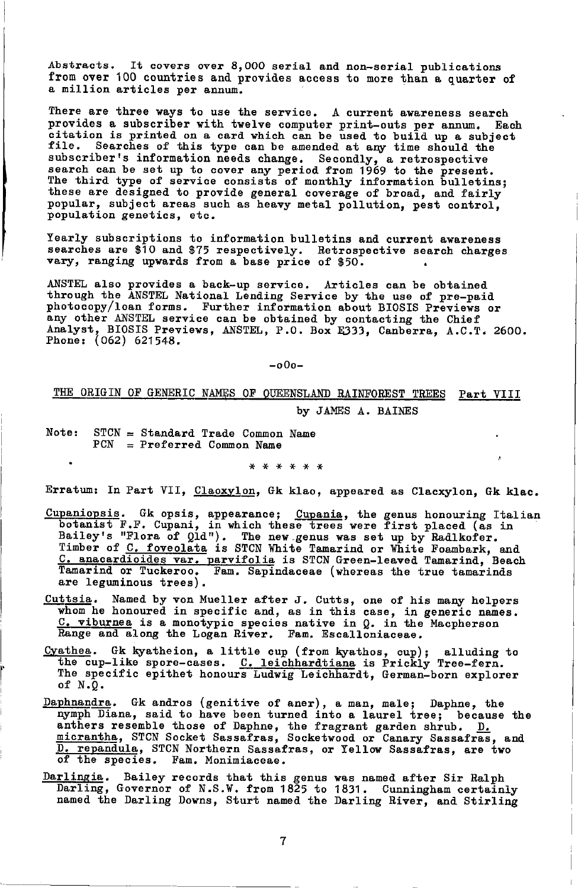Abstracts. It covers over 8,000 serial and non-serial publications from over 100 countries and provides access to more than a quarter of a million articles per annum.

There are three ways to use the service. A current awareness search provides a subscriber with twelve computer print-outs per annum. Each citation is printed on a card which can be used to build up a subject file. Searches of this type can be amended at any time should the subscriber's information needs change. Secondly, a retrospective search can be set up to cover any period from 1969 to the present. The third type of service consists of monthly information bulletins; these are designed to provide general coverage of broad, and fairly popular, subject areas such as heavy metal pollution, pest control, population genetics, etc.

Yearly subscriptions to information bulletins and current awareness searches are $10 and $75 respectively. Retrospective search charges vary, ranging upwards from a base price of $50.

ANSTEL also provides a back-up service. Articles can be obtained through the ANSTEL National Lending Service by the use of pre-paid photocopy/loan forms. Further information about BIOSIS Previews or any other ANSTEL service can be obtained by contacting the Chief Analyst, BIOSIS Previews, ANSTEL, P.O. Box E333, Canberra, A.C.T. 2600. Phone: (062) 621548.

-oOo-

## THE ORIGIN OF GENERIC NAMES OF QUEENSLAND RAINFOREST TREES Part VIII

by JAMES A. BAINES

Note: STCN = Standard Trade Common Name
PCN = Preferred Common Name

\* \* \* \* \* \*

Erratum: In Part VII, Claoxylon, Gk klao, appeared as Clacxylon, Gk klac.

Cupaniopsis. Gk opsis, appearance; Cupania, the genus honouring Italian botanist F.F. Cupani, in which these trees were first placed (as in Bailey's "Flora of Qld"). The new genus was set up by Radlkofer. Timber of *C. foveolata* is STCN White Tamarind or White Foambark, and *C. anacardioides var. parvifolia* is STCN Green-leaved Tamarind, Beach Tamarind or Tuckeroo. Fam. Sapindaceae (whereas the true tamarinds are leguminous trees).

Cuttsia. Named by von Mueller after J. Cutts, one of his many helpers whom he honoured in specific and, as in this case, in generic names. *C. viburnea* is a monotypic species native in Q. in the Macpherson Range and along the Logan River. Fam. Escalloniaceae.

Cyathea. Gk kyatheion, a little cup (from kyathos, cup); alluding to the cup-like spore-cases. *C. leichhardtiana* is Prickly Tree-fern. The specific epithet honours Ludwig Leichhardt, German-born explorer of N.Q.

Daphnandra. Gk andros (genitive of aner), a man, male; Daphne, the nymph Diana, said to have been turned into a laurel tree; because the anthers resemble those of Daphne, the fragrant garden shrub. *D. micrantha*, STCN Socket Sassafras, Socketwood or Canary Sassafras, and *D. repandula*, STCN Northern Sassafras, or Yellow Sassafras, are two of the species. Fam. Monimiaceae.

Darlingia. Bailey records that this genus was named after Sir Ralph Darling, Governor of N.S.W. from 1825 to 1831. Cunningham certainly named the Darling Downs, Sturt named the Darling River, and Stirling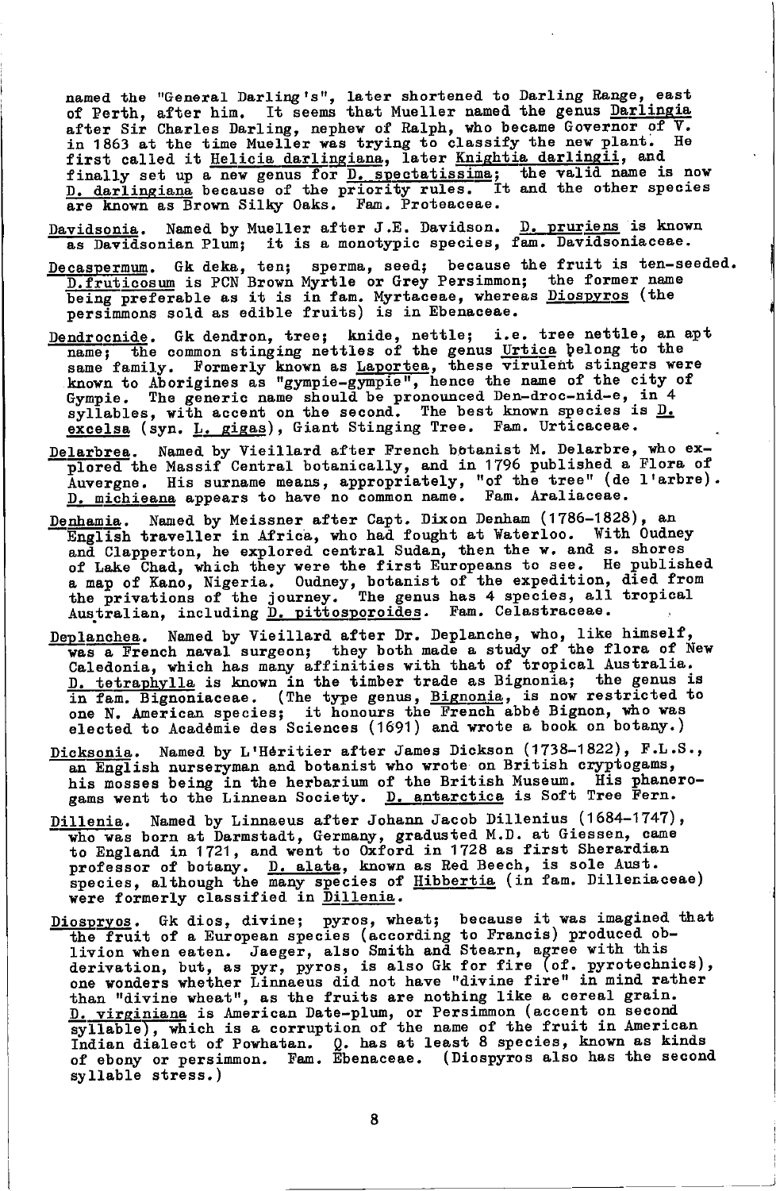named the "General Darling's", later shortened to Darling Range, east of Perth, after him. It seems that Mueller named the genus Darlingia after Sir Charles Darling, nephew of Ralph, who became Governor of V. in 1863 at the time Mueller was trying to classify the new plant. He first called it Helicia darlingiana, later Knightia darlingii, and finally set up a new genus for D. spectatissima; the valid name is now D. darlingiana because of the priority rules. It and the other species are known as Brown Silky Oaks. Fam. Proteaceae.

Davidsonia. Named by Mueller after J.E. Davidson. D. pruriens is known as Davidsonian Plum; it is a monotypic species, fam. Davidsoniaceae.

Decaspermum. Gk deka, ten; sperma, seed; because the fruit is ten-seeded. D.fruticosum is PCN Brown Myrtle or Grey Persimmon; the former name being preferable as it is in fam. Myrtaceae, whereas Diospyros (the persimmons sold as edible fruits) is in Ebenaceae.

Dendrocnide. Gk dendron, tree; knide, nettle; i.e. tree nettle, an apt name; the common stinging nettles of the genus Urtica belong to the same family. Formerly known as Laportea, these virulent stingers were known to Aborigines as "gympie-gympie", hence the name of the city of Gympie. The generic name should be pronounced Den-droc-nid-e, in 4 syllables, with accent on the second. The best known species is D. excelsa (syn. L. gigas), Giant Stinging Tree. Fam. Urticaceae.

Delarbrea. Named by Vieillard after French botanist M. Delarbre, who explored the Massif Central botanically, and in 1796 published a Flora of Auvergne. His surname means, appropriately, "of the tree" (de l'arbre). D. michieana appears to have no common name. Fam. Araliaceae.

Denhamia. Named by Meissner after Capt. Dixon Denham (1786-1828), an English traveller in Africa, who had fought at Waterloo. With Oudney and Clapperton, he explored central Sudan, then the w. and s. shores of Lake Chad, which they were the first Europeans to see. He published a map of Kano, Nigeria. Oudney, botanist of the expedition, died from the privations of the journey. The genus has 4 species, all tropical Australian, including D. pittosporoides. Fam. Celastraceae.

Deplanchea. Named by Vieillard after Dr. Deplanche, who, like himself, was a French naval surgeon; they both made a study of the flora of New Caledonia, which has many affinities with that of tropical Australia. D. tetraphylla is known in the timber trade as Bignonia; the genus is in fam. Bignoniaceae. (The type genus, Bignonia, is now restricted to one N. American species; it honours the French abbé Bignon, who was elected to Académie des Sciences (1691) and wrote a book on botany.)

Dicksonia. Named by L'Héritier after James Dickson (1738-1822), F.L.S., an English nurseryman and botanist who wrote on British cryptogams, his mosses being in the herbarium of the British Museum. His phanerogams went to the Linnean Society. D. antarctica is Soft Tree Fern.

Dillenia. Named by Linnaeus after Johann Jacob Dillenius (1684-1747), who was born at Darmstadt, Germany, gradusted M.D. at Giessen, came to England in 1721, and went to Oxford in 1728 as first Sherardian professor of botany. D. alata, known as Red Beech, is sole Aust. species, although the many species of Hibbertia (in fam. Dilleniaceae) were formerly classified in Dillenia.

Diospryos. Gk dios, divine; pyros, wheat; because it was imagined that the fruit of a European species (according to Francis) produced oblivion when eaten. Jaeger, also Smith and Stearn, agree with this derivation, but, as pyr, pyros, is also Gk for fire (cf. pyrotechnics), one wonders whether Linnaeus did not have "divine fire" in mind rather than "divine wheat", as the fruits are nothing like a cereal grain. D. virginiana is American Date-plum, or Persimmon (accent on second syllable), which is a corruption of the name of the fruit in American Indian dialect of Powhatan. D. has at least 8 species, known as kinds of ebony or persimmon. Fam. Ebenaceae. (Diospyros also has the second syllable stress.)